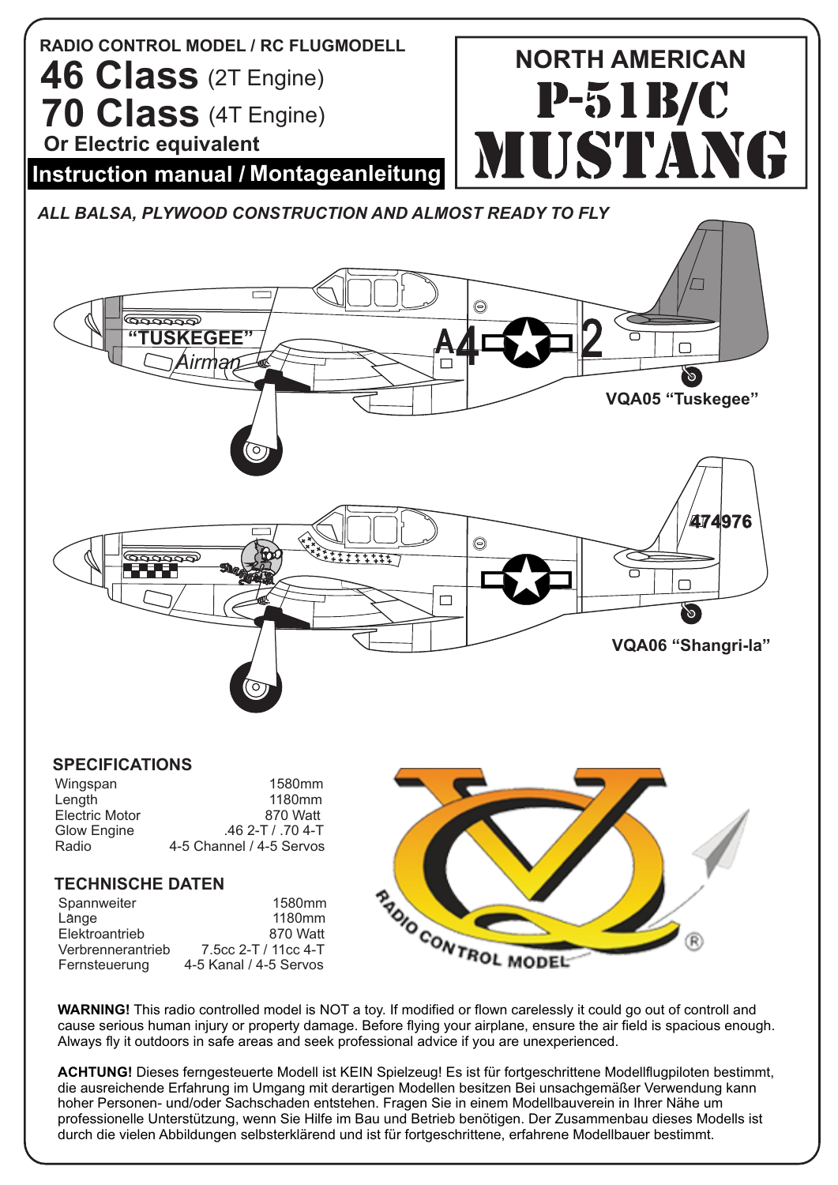RADIO CONTROL MODEL / RC FLUGMODELL

# 46 Class (2T Engine)
# 70 Class (4T Engine)

**Or Electric equivalent**

**Instruction manual / Montageanleitung**

## NORTH AMERICAN P-51B/C MUSTANG

*ALL BALSA, PLYWOOD CONSTRUCTION AND ALMOST READY TO FLY*

VQA05 "Tuskegee"

VQA06 "Shangri-la"

### SPECIFICATIONS

| | |
|---|---|
| Wingspan | 1580mm |
| Length | 1180mm |
| Electric Motor | 870 Watt |
| Glow Engine | .46 2-T / .70 4-T |
| Radio | 4-5 Channel / 4-5 Servos |

### TECHNISCHE DATEN

| | |
|---|---|
| Spannweiter | 1580mm |
| Länge | 1180mm |
| Elektroantrieb | 870 Watt |
| Verbrennerantrieb | 7.5cc 2-T / 11cc 4-T |
| Fernsteuerung | 4-5 Kanal / 4-5 Servos |

RADIO CONTROL MODEL ®

**WARNING!** This radio controlled model is NOT a toy. If modified or flown carelessly it could go out of controll and cause serious human injury or property damage. Before flying your airplane, ensure the air field is spacious enough. Always fly it outdoors in safe areas and seek professional advice if you are unexperienced.

**ACHTUNG!** Dieses ferngesteuerte Modell ist KEIN Spielzeug! Es ist für fortgeschrittene Modellflugpiloten bestimmt, die ausreichende Erfahrung im Umgang mit derartigen Modellen besitzen Bei unsachgemäßer Verwendung kann hoher Personen- und/oder Sachschaden entstehen. Fragen Sie in einem Modellbauverein in Ihrer Nähe um professionelle Unterstützung, wenn Sie Hilfe im Bau und Betrieb benötigen. Der Zusammenbau dieses Modells ist durch die vielen Abbildungen selbsterklärend und ist für fortgeschrittene, erfahrene Modellbauer bestimmt.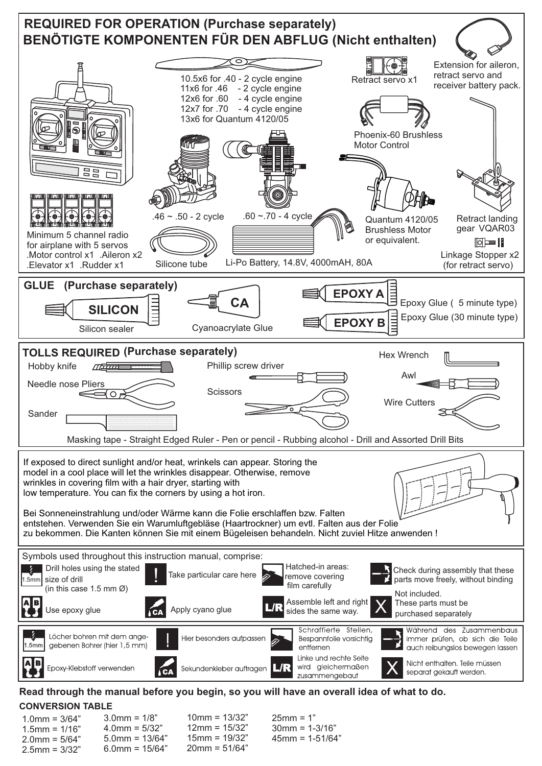## REQUIRED FOR OPERATION (Purchase separately)
## BENÖTIGTE KOMPONENTEN FÜR DEN ABFLUG (Nicht enthalten)

10.5x6 for .40 - 2 cycle engine
11x6 for .46 - 2 cycle engine
12x6 for .60 - 4 cycle engine
12x7 for .70 - 4 cycle engine
13x6 for Quantum 4120/05

Retract servo x1

Extension for aileron, retract servo and receiver battery pack.

Phoenix-60 Brushless Motor Control

.46 ~ .50 - 2 cycle

.60 ~.70 - 4 cycle

Quantum 4120/05 Brushless Motor or equivalent.

Retract landing gear VQAR03

Minimum 5 channel radio for airplane with 5 servos
.Motor control x1 .Aileron x2
.Elevator x1 .Rudder x1

Silicone tube

Li-Po Battery, 14.8V, 4000mAH, 80A

Linkage Stopper x2 (for retract servo)

## GLUE (Purchase separately)

SILICON — Silicon sealer

CA — Cyanoacrylate Glue

EPOXY A — Epoxy Glue ( 5 minute type)

EPOXY B — Epoxy Glue (30 minute type)

## TOLLS REQUIRED (Purchase separately)

Hobby knife

Needle nose Pliers

Sander

Phillip screw driver

Scissors

Hex Wrench

Awl

Wire Cutters

Masking tape - Straight Edged Ruler - Pen or pencil - Rubbing alcohol - Drill and Assorted Drill Bits

If exposed to direct sunlight and/or heat, wrinkels can appear. Storing the model in a cool place will let the wrinkles disappear. Otherwise, remove wrinkles in covering film with a hair dryer, starting with low temperature. You can fix the corners by using a hot iron.

Bei Sonneneinstrahlung und/oder Wärme kann die Folie erschlaffen bzw. Falten entstehen. Verwenden Sie ein Warumluftgebläse (Haartrockner) um evtl. Falten aus der Folie zu bekommen. Die Kanten können Sie mit einem Bügeleisen behandeln. Nicht zuviel Hitze anwenden !

Symbols used throughout this instruction manual, comprise:

- 1.5mm: Drill holes using the stated size of drill (in this case 1.5 mm Ø)
- !: Take particular care here
- Hatched-in areas: remove covering film carefully
- Check during assembly that these parts move freely, without binding
- A B: Use epoxy glue
- CA: Apply cyano glue
- L/R: Assemble left and right sides the same way.
- X: Not included. These parts must be purchased separately

- 1.5mm: Löcher bohren mit dem angegebenen Bohrer (hier 1,5 mm)
- !: Hier besonders aufpassen
- Schraffierte Stellen, Bespannfolie vorsichtig entfernen
- Während des Zusammenbaus immer prüfen, ob sich die Teile auch reibungslos bewegen lassen
- A B: Epoxy-Klebstoff verwenden
- CA: Sekundenkleber auftragen
- L/R: Linke und rechte Seite wird gleichermaßen zusammengebaut
- X: Nicht enthalten. Teile müssen separat gekauft werden.

**Read through the manual before you begin, so you will have an overall idea of what to do.**

**CONVERSION TABLE**

| | | | |
|---|---|---|---|
| 1.0mm = 3/64" | 3.0mm = 1/8" | 10mm = 13/32" | 25mm = 1" |
| 1.5mm = 1/16" | 4.0mm = 5/32" | 12mm = 15/32" | 30mm = 1-3/16" |
| 2.0mm = 5/64" | 5.0mm = 13/64" | 15mm = 19/32" | 45mm = 1-51/64" |
| 2.5mm = 3/32" | 6.0mm = 15/64" | 20mm = 51/64" | |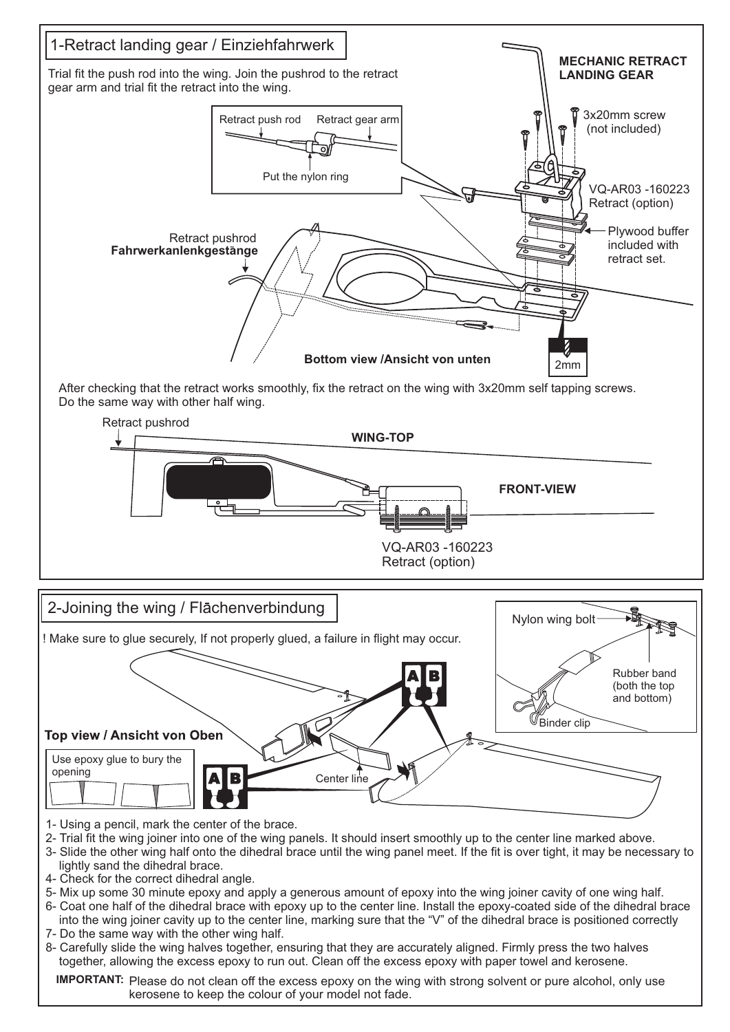## 1-Retract landing gear / Einziehfahrwerk

Trial fit the push rod into the wing. Join the pushrod to the retract gear arm and trial fit the retract into the wing.

Retract push rod    Retract gear arm

Put the nylon ring

**MECHANIC RETRACT LANDING GEAR**

3x20mm screw (not included)

VQ-AR03 -160223 Retract (option)

Plywood buffer included with retract set.

Retract pushrod **Fahrwerkanlenkgestänge**

**Bottom view /Ansicht von unten**

2mm

After checking that the retract works smoothly, fix the retract on the wing with 3x20mm self tapping screws. Do the same way with other half wing.

Retract pushrod

**WING-TOP**

**FRONT-VIEW**

VQ-AR03 -160223 Retract (option)

## 2-Joining the wing / Flāchenverbindung

! Make sure to glue securely, If not properly glued, a failure in flight may occur.

Nylon wing bolt

Rubber band (both the top and bottom)

Binder clip

**Top view / Ansicht von Oben**

Use epoxy glue to bury the opening

Center line

1- Using a pencil, mark the center of the brace.
2- Trial fit the wing joiner into one of the wing panels. It should insert smoothly up to the center line marked above.
3- Slide the other wing half onto the dihedral brace until the wing panel meet. If the fit is over tight, it may be necessary to lightly sand the dihedral brace.
4- Check for the correct dihedral angle.
5- Mix up some 30 minute epoxy and apply a generous amount of epoxy into the wing joiner cavity of one wing half.
6- Coat one half of the dihedral brace with epoxy up to the center line. Install the epoxy-coated side of the dihedral brace into the wing joiner cavity up to the center line, marking sure that the "V" of the dihedral brace is positioned correctly
7- Do the same way with the other wing half.
8- Carefully slide the wing halves together, ensuring that they are accurately aligned. Firmly press the two halves together, allowing the excess epoxy to run out. Clean off the excess epoxy with paper towel and kerosene.

**IMPORTANT:** Please do not clean off the excess epoxy on the wing with strong solvent or pure alcohol, only use kerosene to keep the colour of your model not fade.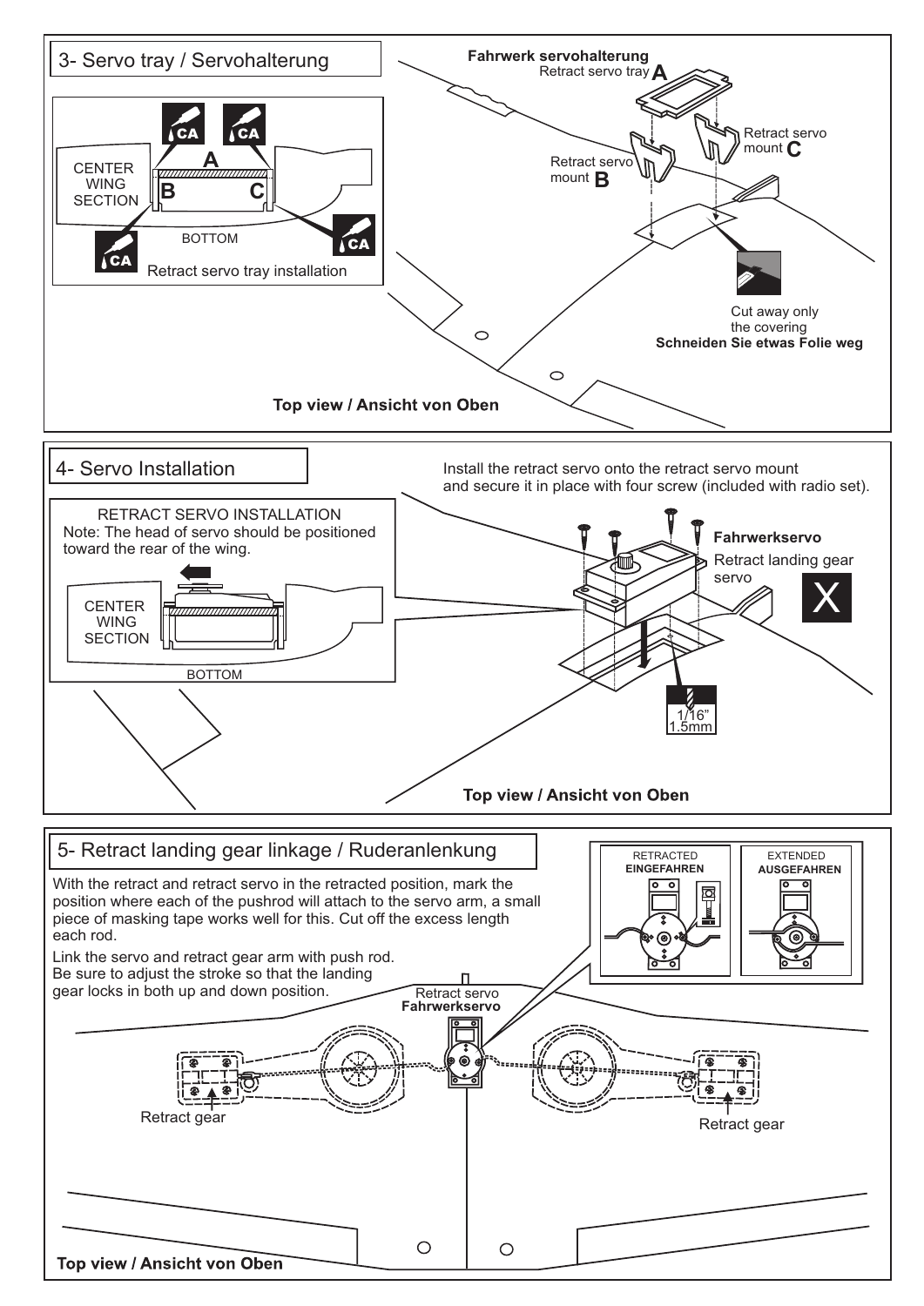## 3- Servo tray / Servohalterung

CENTER WING SECTION

A

B

C

CA

BOTTOM

Retract servo tray installation

**Fahrwerk servohalterung**
Retract servo tray **A**

Retract servo mount **B**

Retract servo mount **C**

Cut away only the covering
**Schneiden Sie etwas Folie weg**

**Top view / Ansicht von Oben**

## 4- Servo Installation

Install the retract servo onto the retract servo mount and secure it in place with four screw (included with radio set).

RETRACT SERVO INSTALLATION
Note: The head of servo should be positioned toward the rear of the wing.

CENTER WING SECTION

BOTTOM

**Fahrwerkservo**
Retract landing gear servo

X

1/16"
1.5mm

**Top view / Ansicht von Oben**

## 5- Retract landing gear linkage / Ruderanlenkung

With the retract and retract servo in the retracted position, mark the position where each of the pushrod will attach to the servo arm, a small piece of masking tape works well for this. Cut off the excess length each rod.

Link the servo and retract gear arm with push rod. Be sure to adjust the stroke so that the landing gear locks in both up and down position.

RETRACTED
**EINGEFAHREN**

EXTENDED
**AUSGEFAHREN**

Retract servo
**Fahrwerkservo**

Retract gear

Retract gear

**Top view / Ansicht von Oben**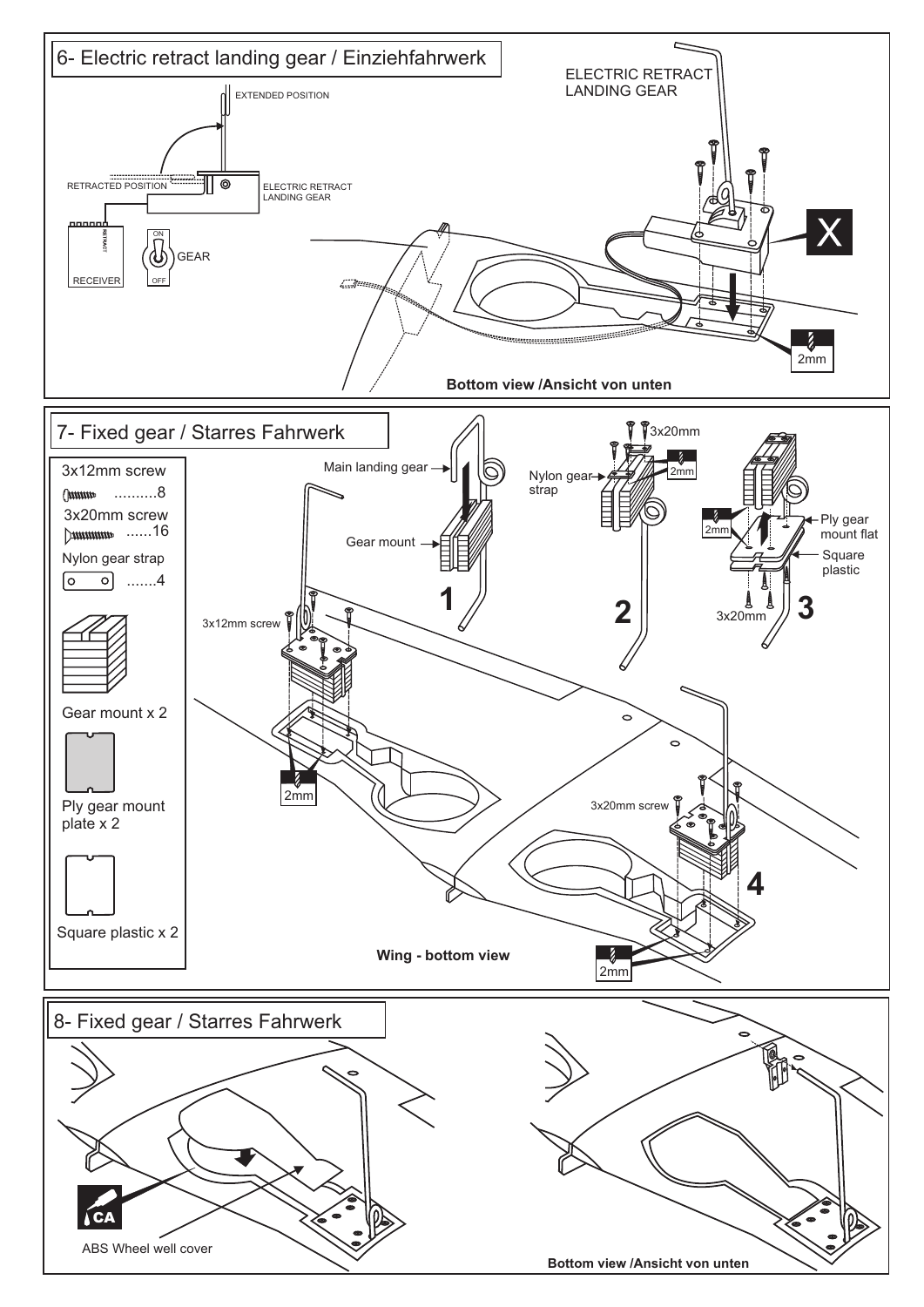## 6- Electric retract landing gear / Einziehfahrwerk

EXTENDED POSITION

RETRACTED POSITION

ELECTRIC RETRACT LANDING GEAR

RECEIVER

RETRACT

ON

GEAR

OFF

ELECTRIC RETRACT LANDING GEAR

X

2mm

**Bottom view /Ansicht von unten**

## 7- Fixed gear / Starres Fahrwerk

3x12mm screw ..........8

3x20mm screw ......16

Nylon gear strap .......4

Gear mount x 2

Ply gear mount plate x 2

Square plastic x 2

Main landing gear

Gear mount

1

Nylon gear strap

3x20mm

2mm

2

2mm

Ply gear mount flat

Square plastic

3x20mm

3

3x12mm screw

2mm

3x20mm screw

4

2mm

**Wing - bottom view**

## 8- Fixed gear / Starres Fahrwerk

CA

ABS Wheel well cover

**Bottom view /Ansicht von unten**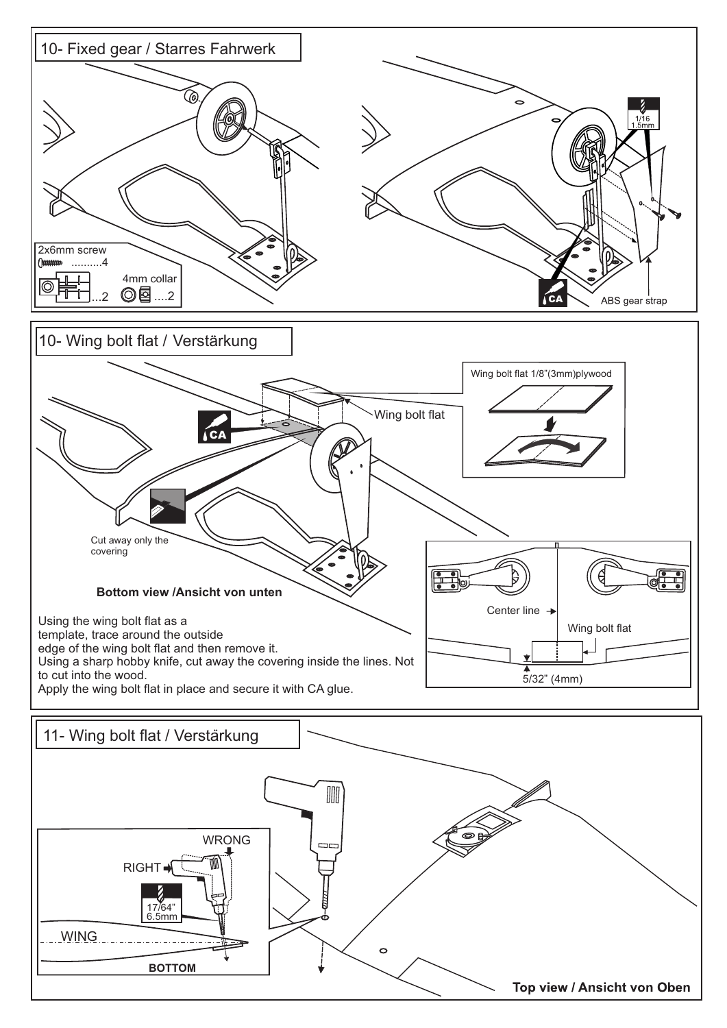## 10- Fixed gear / Starres Fahrwerk

2x6mm screw .........4

...2

4mm collar ....2

1/16
1.5mm

CA

ABS gear strap

## 10- Wing bolt flat / Verstärkung

Wing bolt flat 1/8"(3mm)plywood

Wing bolt flat

CA

Cut away only the covering

**Bottom view /Ansicht von unten**

Using the wing bolt flat as a template, trace around the outside edge of the wing bolt flat and then remove it.
Using a sharp hobby knife, cut away the covering inside the lines. Not to cut into the wood.
Apply the wing bolt flat in place and secure it with CA glue.

Center line

Wing bolt flat

5/32" (4mm)

## 11- Wing bolt flat / Verstärkung

WRONG

RIGHT

17/64"
6.5mm

WING

**BOTTOM**

**Top view / Ansicht von Oben**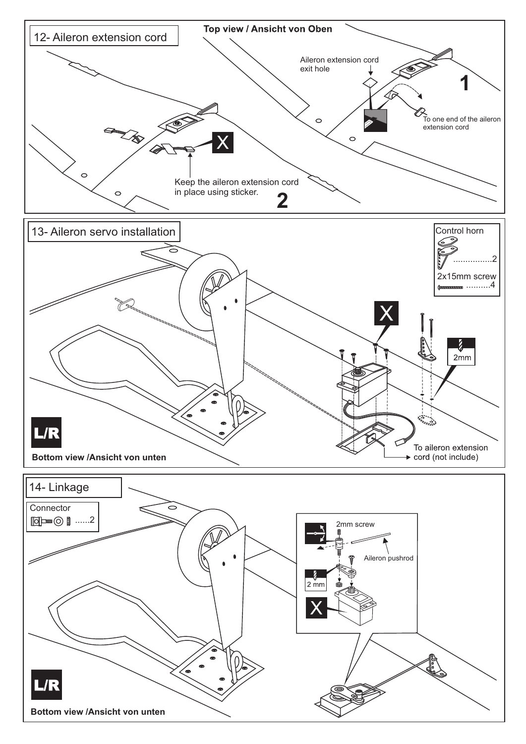## 12- Aileron extension cord

**Top view / Ansicht von Oben**

Aileron extension cord exit hole

1

To one end of the aileron extension cord

X

Keep the aileron extension cord in place using sticker.

2

## 13- Aileron servo installation

Control horn ................2

2x15mm screw ..........4

X

2mm

L/R

To aileron extension cord (not include)

**Bottom view /Ansicht von unten**

## 14- Linkage

Connector ......2

2mm screw

Aileron pushrod

2 mm

X

L/R

**Bottom view /Ansicht von unten**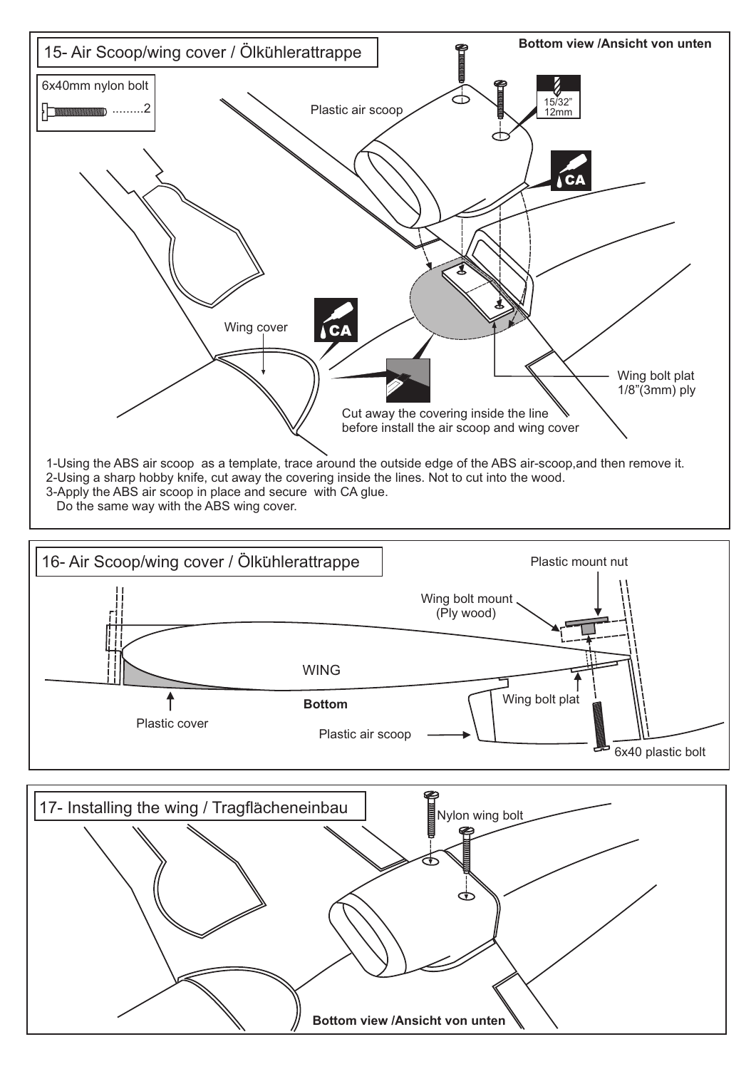## 15- Air Scoop/wing cover / Ölkühlerattrappe

Bottom view /Ansicht von unten

6x40mm nylon bolt .........2

Plastic air scoop

15/32" 12mm

CA

Wing cover

CA

Wing bolt plat 1/8"(3mm) ply

Cut away the covering inside the line before install the air scoop and wing cover

1-Using the ABS air scoop as a template, trace around the outside edge of the ABS air-scoop,and then remove it.
2-Using a sharp hobby knife, cut away the covering inside the lines. Not to cut into the wood.
3-Apply the ABS air scoop in place and secure with CA glue.
Do the same way with the ABS wing cover.

## 16- Air Scoop/wing cover / Ölkühlerattrappe

Plastic mount nut

Wing bolt mount (Ply wood)

WING

Bottom

Wing bolt plat

Plastic cover

Plastic air scoop

6x40 plastic bolt

## 17- Installing the wing / Tragflächeneinbau

Nylon wing bolt

Bottom view /Ansicht von unten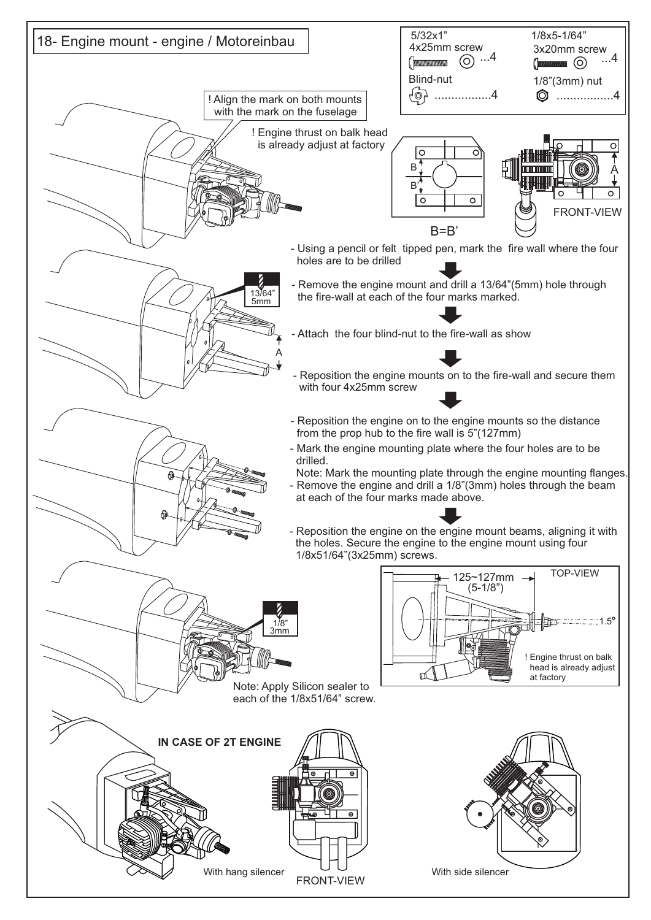# 18- Engine mount - engine / Motoreinbau

| 5/32x1" 4x25mm screw | ...4 | 1/8x5-1/64" 3x20mm screw | ...4 |
|---|---|---|---|
| Blind-nut | .................4 | 1/8"(3mm) nut | .................4 |

! Align the mark on both mounts with the mark on the fuselage

! Engine thrust on balk head is already adjust at factory

B=B'

FRONT-VIEW

- Using a pencil or felt tipped pen, mark the fire wall where the four holes are to be drilled

13/64" 5mm

- Remove the engine mount and drill a 13/64"(5mm) hole through the fire-wall at each of the four marks marked.
- Attach the four blind-nut to the fire-wall as show
- Reposition the engine mounts on to the fire-wall and secure them with four 4x25mm screw
- Reposition the engine on to the engine mounts so the distance from the prop hub to the fire wall is 5"(127mm)
- Mark the engine mounting plate where the four holes are to be drilled.
  Note: Mark the mounting plate through the engine mounting flanges.
- Remove the engine and drill a 1/8"(3mm) holes through the beam at each of the four marks made above.
- Reposition the engine on the engine mount beams, aligning it with the holes. Secure the engine to the engine mount using four 1/8x51/64"(3x25mm) screws.

1/8" 3mm

TOP-VIEW

125~127mm (5-1/8")

1.5°

! Engine thrust on balk head is already adjust at factory

Note: Apply Silicon sealer to each of the 1/8x51/64" screw.

**IN CASE OF 2T ENGINE**

With hang silencer

FRONT-VIEW

With side silencer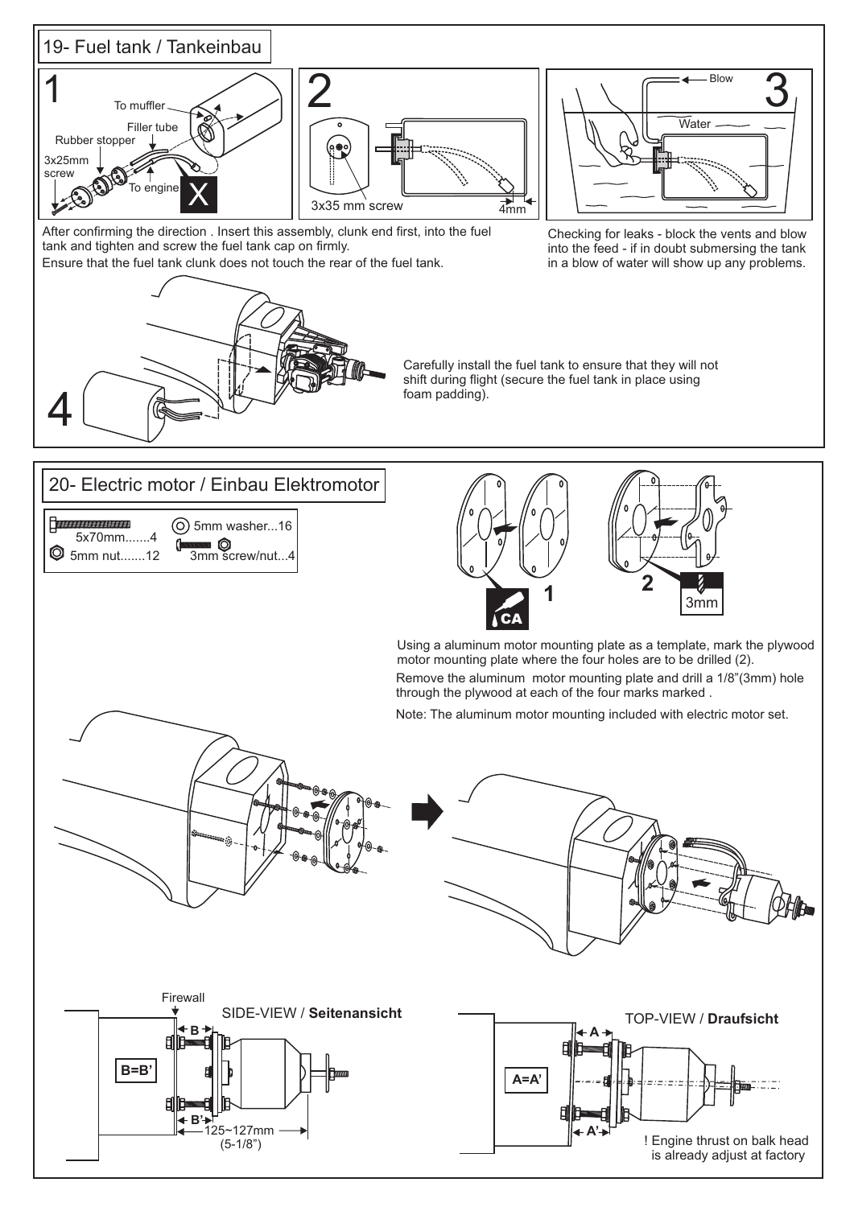## 19- Fuel tank / Tankeinbau

1

To muffler

Filler tube

Rubber stopper

3x25mm screw

To engine

X

2

3x35 mm screw

4mm

3

Blow

Water

After confirming the direction . Insert this assembly, clunk end first, into the fuel tank and tighten and screw the fuel tank cap on firmly.

Ensure that the fuel tank clunk does not touch the rear of the fuel tank.

Checking for leaks - block the vents and blow into the feed - if in doubt submersing the tank in a blow of water will show up any problems.

4

Carefully install the fuel tank to ensure that they will not shift during flight (secure the fuel tank in place using foam padding).

## 20- Electric motor / Einbau Elektromotor

5x70mm.......4

5mm nut.......12

5mm washer...16

3mm screw/nut...4

1

CA

2

3mm

Using a aluminum motor mounting plate as a template, mark the plywood motor mounting plate where the four holes are to be drilled (2).

Remove the aluminum motor mounting plate and drill a 1/8"(3mm) hole through the plywood at each of the four marks marked .

Note: The aluminum motor mounting included with electric motor set.

Firewall

SIDE-VIEW / **Seitenansicht**

B

B=B'

B'

125~127mm (5-1/8")

TOP-VIEW / **Draufsicht**

A

A=A'

A'

! Engine thrust on balk head is already adjust at factory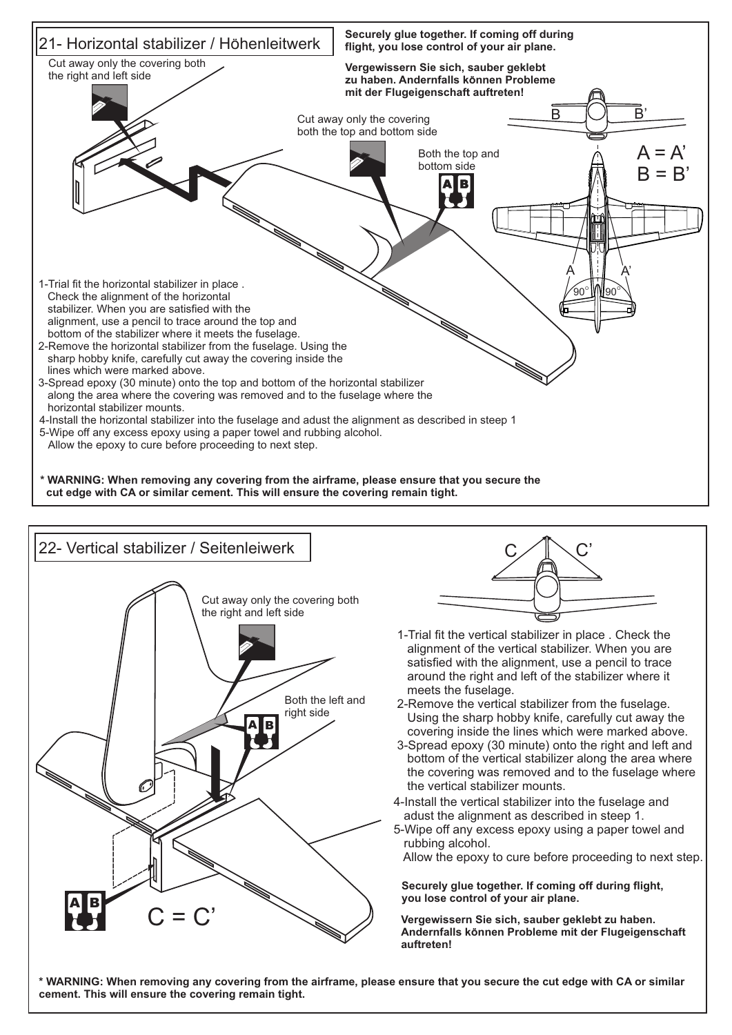## 21- Horizontal stabilizer / Höhenleitwerk

**Securely glue together. If coming off during flight, you lose control of your air plane.**

**Vergewissern Sie sich, sauber geklebt zu haben. Andernfalls können Probleme mit der Flugeigenschaft auftreten!**

Cut away only the covering both the right and left side

Cut away only the covering both the top and bottom side

Both the top and bottom side

A B

B B'

A = A'
B = B'

A A'

90° 90°

1-Trial fit the horizontal stabilizer in place . Check the alignment of the horizontal stabilizer. When you are satisfied with the alignment, use a pencil to trace around the top and bottom of the stabilizer where it meets the fuselage.
2-Remove the horizontal stabilizer from the fuselage. Using the sharp hobby knife, carefully cut away the covering inside the lines which were marked above.
3-Spread epoxy (30 minute) onto the top and bottom of the horizontal stabilizer along the area where the covering was removed and to the fuselage where the horizontal stabilizer mounts.
4-Install the horizontal stabilizer into the fuselage and adust the alignment as described in steep 1
5-Wipe off any excess epoxy using a paper towel and rubbing alcohol. Allow the epoxy to cure before proceeding to next step.

**\* WARNING: When removing any covering from the airframe, please ensure that you secure the cut edge with CA or similar cement. This will ensure the covering remain tight.**

## 22- Vertical stabilizer / Seitenleiwerk

C C'

Cut away only the covering both the right and left side

Both the left and right side

A B

A B

C = C'

1-Trial fit the vertical stabilizer in place . Check the alignment of the vertical stabilizer. When you are satisfied with the alignment, use a pencil to trace around the right and left of the stabilizer where it meets the fuselage.
2-Remove the vertical stabilizer from the fuselage. Using the sharp hobby knife, carefully cut away the covering inside the lines which were marked above.
3-Spread epoxy (30 minute) onto the right and left and bottom of the vertical stabilizer along the area where the covering was removed and to the fuselage where the vertical stabilizer mounts.
4-Install the vertical stabilizer into the fuselage and adust the alignment as described in steep 1.
5-Wipe off any excess epoxy using a paper towel and rubbing alcohol. Allow the epoxy to cure before proceeding to next step.

**Securely glue together. If coming off during flight, you lose control of your air plane.**

**Vergewissern Sie sich, sauber geklebt zu haben. Andernfalls können Probleme mit der Flugeigenschaft auftreten!**

**\* WARNING: When removing any covering from the airframe, please ensure that you secure the cut edge with CA or similar cement. This will ensure the covering remain tight.**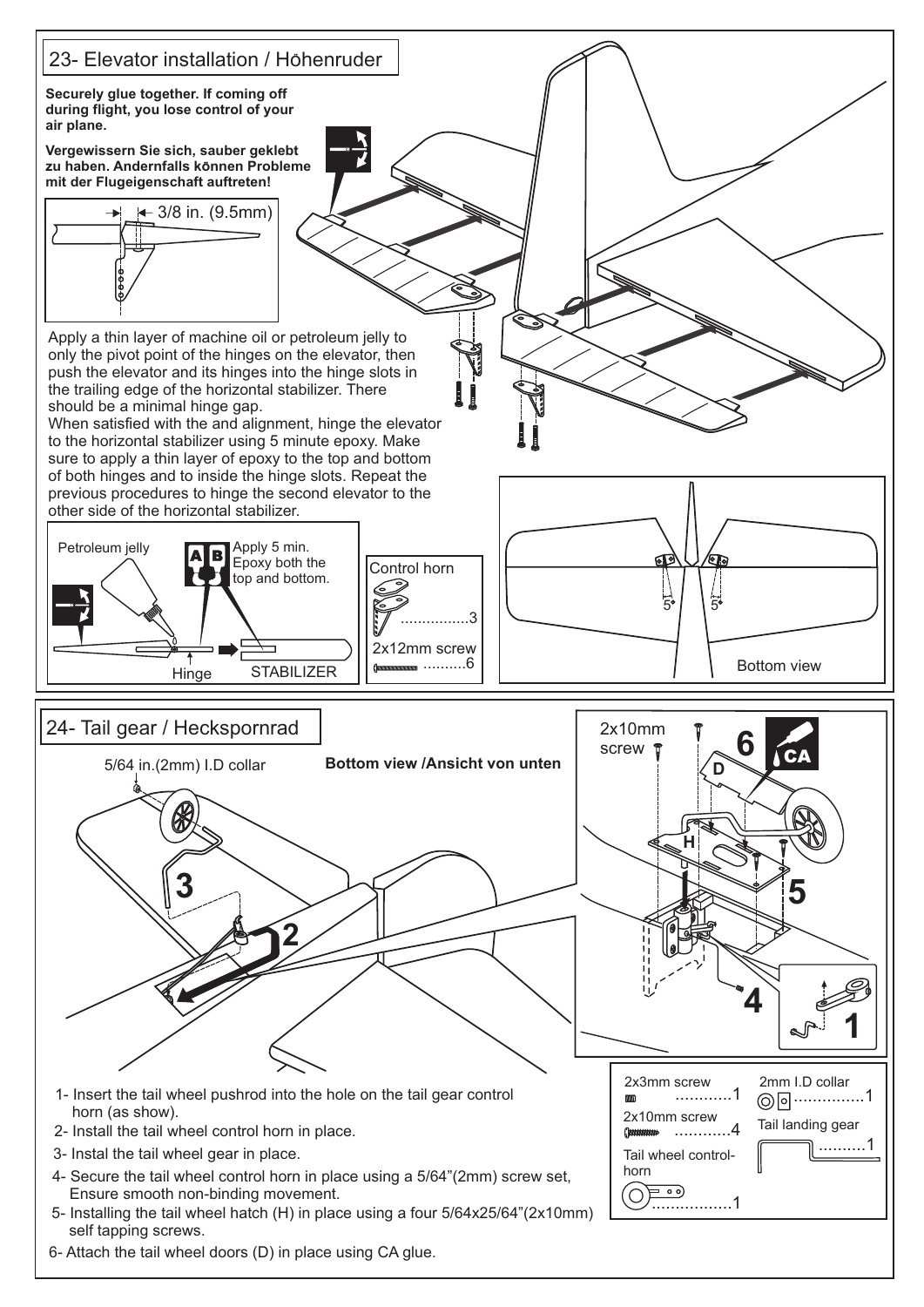## 23- Elevator installation / Höhenruder

**Securely glue together. If coming off during flight, you lose control of your air plane.**

**Vergewissern Sie sich, sauber geklebt zu haben. Andernfalls können Probleme mit der Flugeigenschaft auftreten!**

3/8 in. (9.5mm)

Apply a thin layer of machine oil or petroleum jelly to only the pivot point of the hinges on the elevator, then push the elevator and its hinges into the hinge slots in the trailing edge of the horizontal stabilizer. There should be a minimal hinge gap.
When satisfied with the and alignment, hinge the elevator to the horizontal stabilizer using 5 minute epoxy. Make sure to apply a thin layer of epoxy to the top and bottom of both hinges and to inside the hinge slots. Repeat the previous procedures to hinge the second elevator to the other side of the horizontal stabilizer.

Petroleum jelly

Apply 5 min. Epoxy both the top and bottom.

Hinge

STABILIZER

Control horn ................3

2x12mm screw ..........6

5° 5°

Bottom view

## 24- Tail gear / Heckspornrad

5/64 in.(2mm) I.D collar

**Bottom view /Ansicht von unten**

2x10mm screw

1- Insert the tail wheel pushrod into the hole on the tail gear control horn (as show).
2- Install the tail wheel control horn in place.
3- Instal the tail wheel gear in place.
4- Secure the tail wheel control horn in place using a 5/64"(2mm) screw set, Ensure smooth non-binding movement.
5- Installing the tail wheel hatch (H) in place using a four 5/64x25/64"(2x10mm) self tapping screws.
6- Attach the tail wheel doors (D) in place using CA glue.

2x3mm screw ............1

2x10mm screw ............4

Tail wheel control-horn .................1

2mm I.D collar ...............1

Tail landing gear ..........1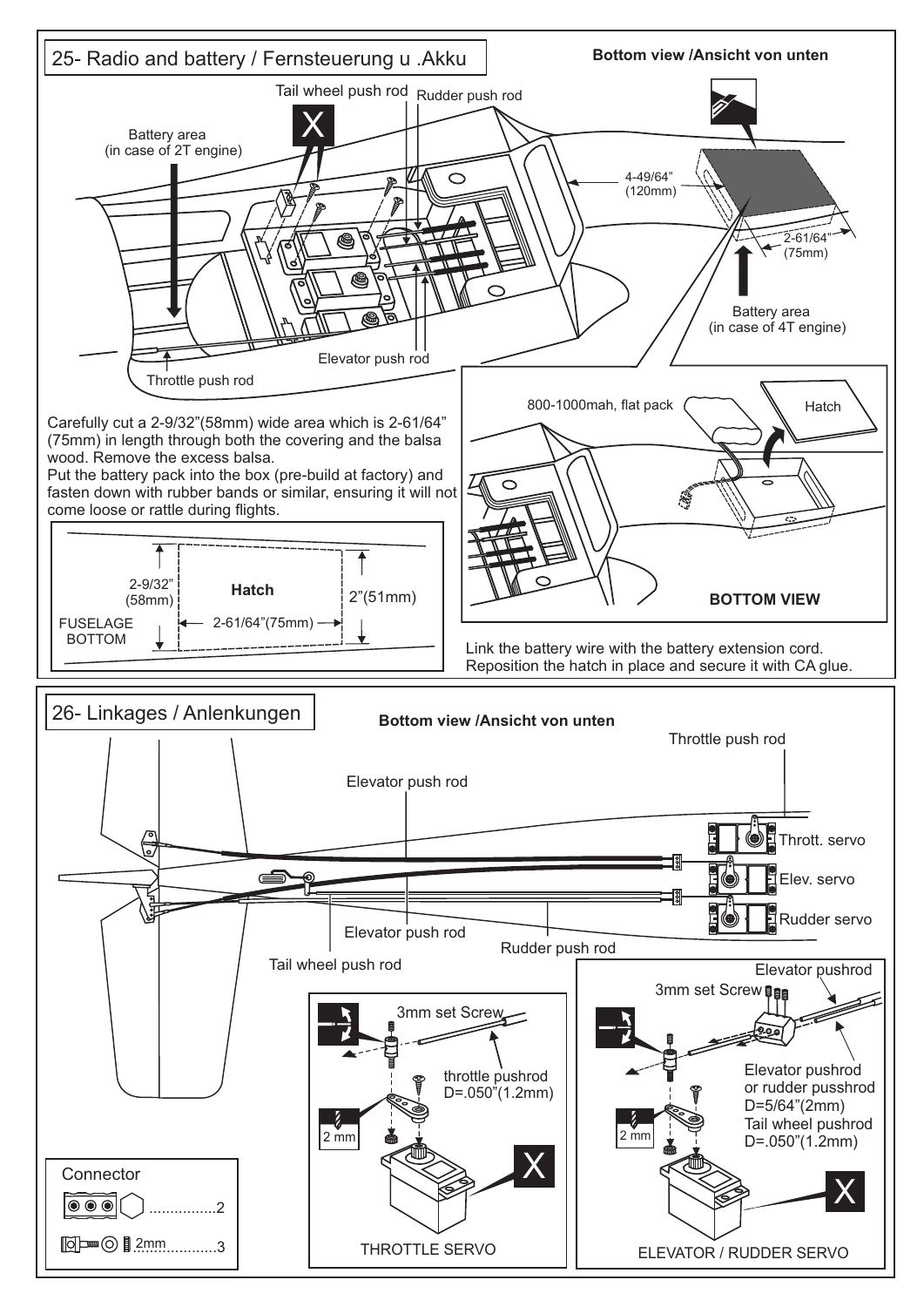## 25- Radio and battery / Fernsteuerung u .Akku

Bottom view /Ansicht von unten

Tail wheel push rod

Rudder push rod

Battery area (in case of 2T engine)

4-49/64" (120mm)

2-61/64" (75mm)

Battery area (in case of 4T engine)

Elevator push rod

Throttle push rod

Carefully cut a 2-9/32"(58mm) wide area which is 2-61/64" (75mm) in length through both the covering and the balsa wood. Remove the excess balsa.
Put the battery pack into the box (pre-build at factory) and fasten down with rubber bands or similar, ensuring it will not come loose or rattle during flights.

800-1000mah, flat pack

Hatch

2-9/32" (58mm)

Hatch

2"(51mm)

FUSELAGE BOTTOM

2-61/64"(75mm)

BOTTOM VIEW

Link the battery wire with the battery extension cord.
Reposition the hatch in place and secure it with CA glue.

## 26- Linkages / Anlenkungen

Bottom view /Ansicht von unten

Throttle push rod

Elevator push rod

Thrott. servo

Elev. servo

Rudder servo

Elevator push rod

Rudder push rod

Tail wheel push rod

3mm set Screw

throttle pushrod D=.050"(1.2mm)

2 mm

THROTTLE SERVO

Elevator pushrod

3mm set Screw

Elevator pushrod or rudder pusshrod D=5/64"(2mm)
Tail wheel pushrod D=.050"(1.2mm)

2 mm

ELEVATOR / RUDDER SERVO

Connector

................2

2mm..............3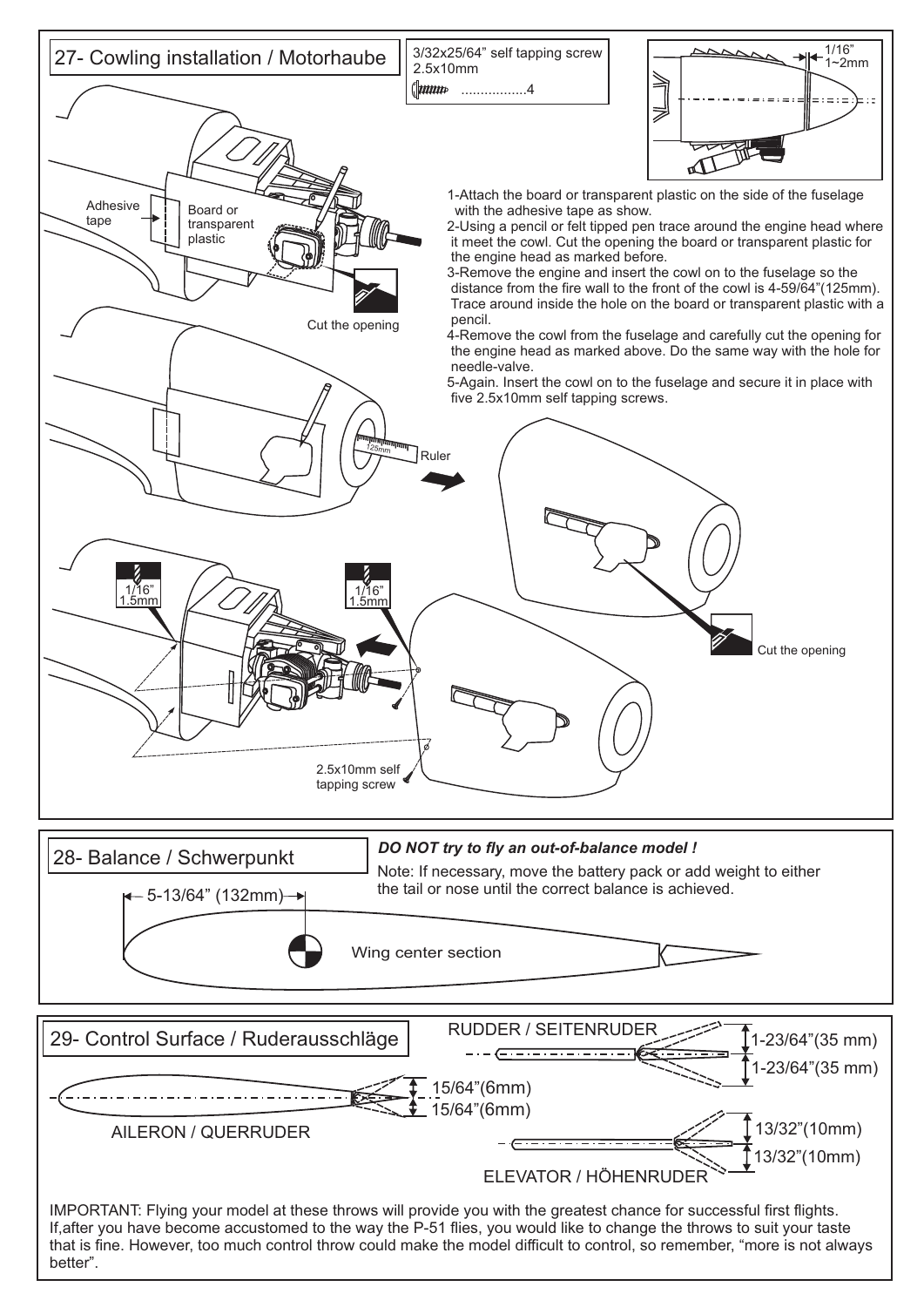## 27- Cowling installation / Motorhaube

3/32x25/64" self tapping screw
2.5x10mm
.................4

1/16"
1~2mm

Adhesive tape

Board or transparent plastic

Cut the opening

1-Attach the board or transparent plastic on the side of the fuselage with the adhesive tape as show.
2-Using a pencil or felt tipped pen trace around the engine head where it meet the cowl. Cut the opening the board or transparent plastic for the engine head as marked before.
3-Remove the engine and insert the cowl on to the fuselage so the distance from the fire wall to the front of the cowl is 4-59/64"(125mm). Trace around inside the hole on the board or transparent plastic with a pencil.
4-Remove the cowl from the fuselage and carefully cut the opening for the engine head as marked above. Do the same way with the hole for needle-valve.
5-Again. Insert the cowl on to the fuselage and secure it in place with five 2.5x10mm self tapping screws.

125mm

Ruler

Cut the opening

1/16"
1.5mm

1/16"
1.5mm

2.5x10mm self tapping screw

## 28- Balance / Schwerpunkt

***DO NOT try to fly an out-of-balance model !***

Note: If necessary, move the battery pack or add weight to either the tail or nose until the correct balance is achieved.

5-13/64" (132mm)

Wing center section

## 29- Control Surface / Ruderausschläge

RUDDER / SEITENRUDER

1-23/64"(35 mm)
1-23/64"(35 mm)

15/64"(6mm)
15/64"(6mm)

AILERON / QUERRUDER

13/32"(10mm)
13/32"(10mm)

ELEVATOR / HÖHENRUDER

IMPORTANT: Flying your model at these throws will provide you with the greatest chance for successful first flights. If,after you have become accustomed to the way the P-51 flies, you would like to change the throws to suit your taste that is fine. However, too much control throw could make the model difficult to control, so remember, "more is not always better".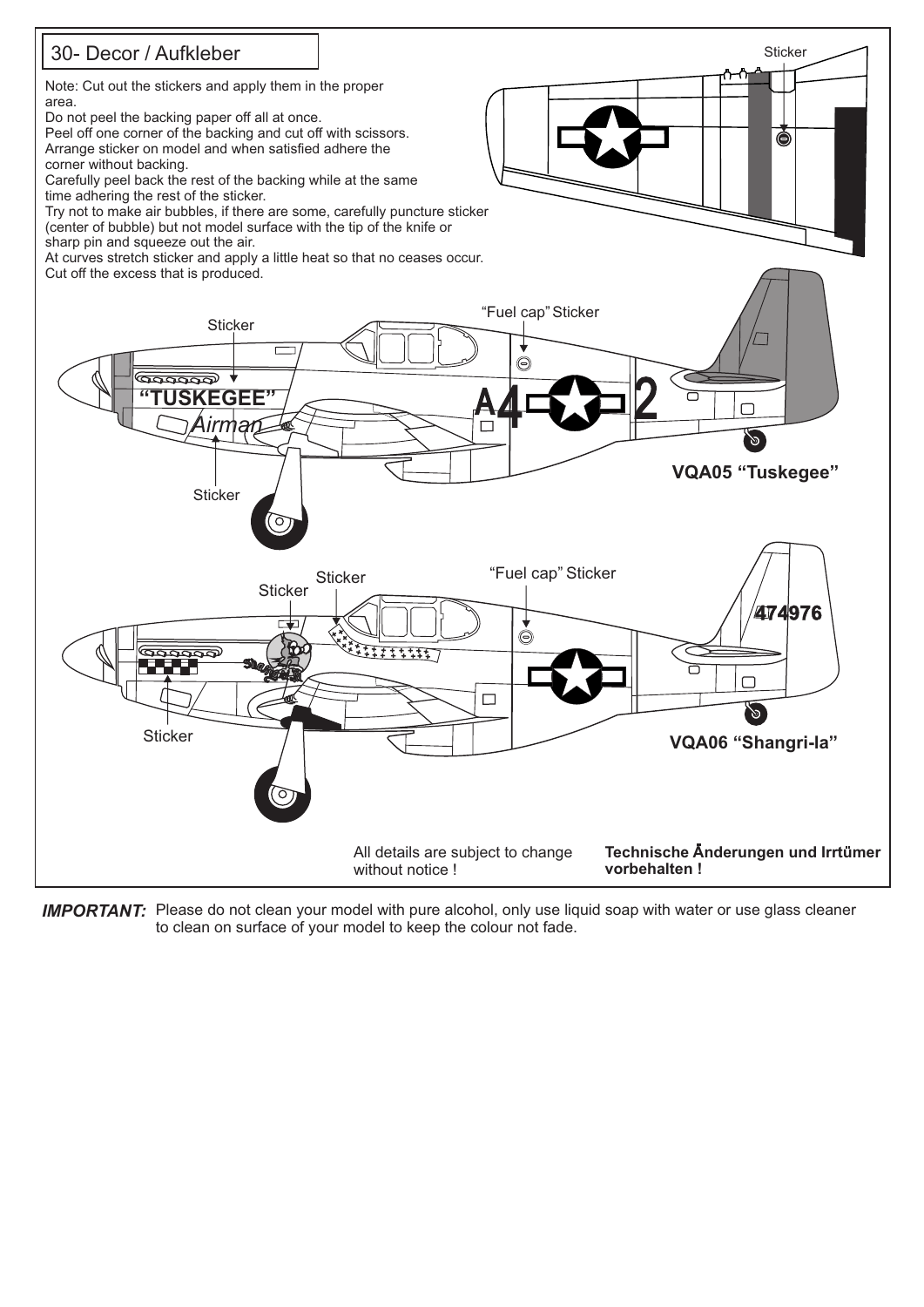## 30- Decor / Aufkleber

Note: Cut out the stickers and apply them in the proper area.
Do not peel the backing paper off all at once.
Peel off one corner of the backing and cut off with scissors.
Arrange sticker on model and when satisfied adhere the corner without backing.
Carefully peel back the rest of the backing while at the same time adhering the rest of the sticker.
Try not to make air bubbles, if there are some, carefully puncture sticker (center of bubble) but not model surface with the tip of the knife or sharp pin and squeeze out the air.
At curves stretch sticker and apply a little heat so that no ceases occur.
Cut off the excess that is produced.

Sticker

Sticker

"Fuel cap" Sticker

"TUSKEGEE"

Airman

A4 2

Sticker

**VQA05 "Tuskegee"**

Sticker

Sticker

"Fuel cap" Sticker

474976

Sticker

**VQA06 "Shangri-la"**

All details are subject to change without notice !

**Technische Ånderungen und Irrtümer vorbehalten !**

***IMPORTANT:*** Please do not clean your model with pure alcohol, only use liquid soap with water or use glass cleaner to clean on surface of your model to keep the colour not fade.